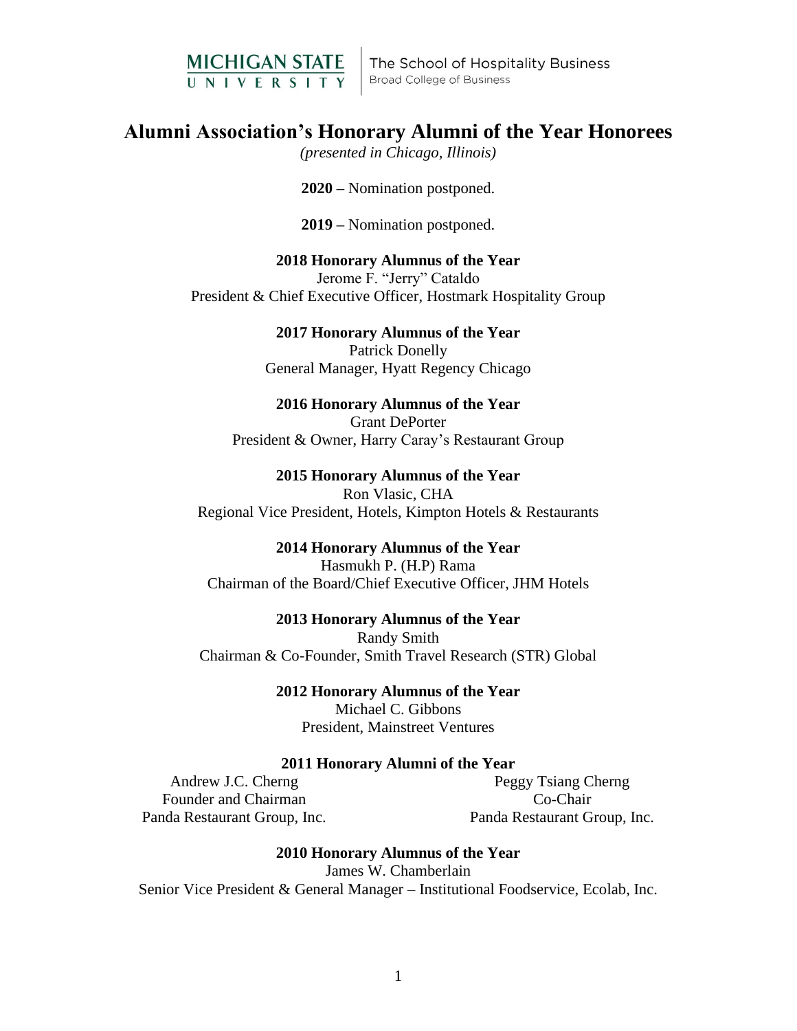MICHIGAN STATE UNIVERSITY | The School of Hospitality Business
Broad College of Business

# Alumni Association's Honorary Alumni of the Year Honorees

*(presented in Chicago, Illinois)*

**2020 –** Nomination postponed.

**2019 –** Nomination postponed.

**2018 Honorary Alumnus of the Year**
Jerome F. "Jerry" Cataldo
President & Chief Executive Officer, Hostmark Hospitality Group

**2017 Honorary Alumnus of the Year**
Patrick Donelly
General Manager, Hyatt Regency Chicago

**2016 Honorary Alumnus of the Year**
Grant DePorter
President & Owner, Harry Caray's Restaurant Group

**2015 Honorary Alumnus of the Year**
Ron Vlasic, CHA
Regional Vice President, Hotels, Kimpton Hotels & Restaurants

**2014 Honorary Alumnus of the Year**
Hasmukh P. (H.P) Rama
Chairman of the Board/Chief Executive Officer, JHM Hotels

**2013 Honorary Alumnus of the Year**
Randy Smith
Chairman & Co-Founder, Smith Travel Research (STR) Global

**2012 Honorary Alumnus of the Year**
Michael C. Gibbons
President, Mainstreet Ventures

**2011 Honorary Alumni of the Year**

Andrew J.C. Cherng
Founder and Chairman
Panda Restaurant Group, Inc.

Peggy Tsiang Cherng
Co-Chair
Panda Restaurant Group, Inc.

**2010 Honorary Alumnus of the Year**
James W. Chamberlain
Senior Vice President & General Manager – Institutional Foodservice, Ecolab, Inc.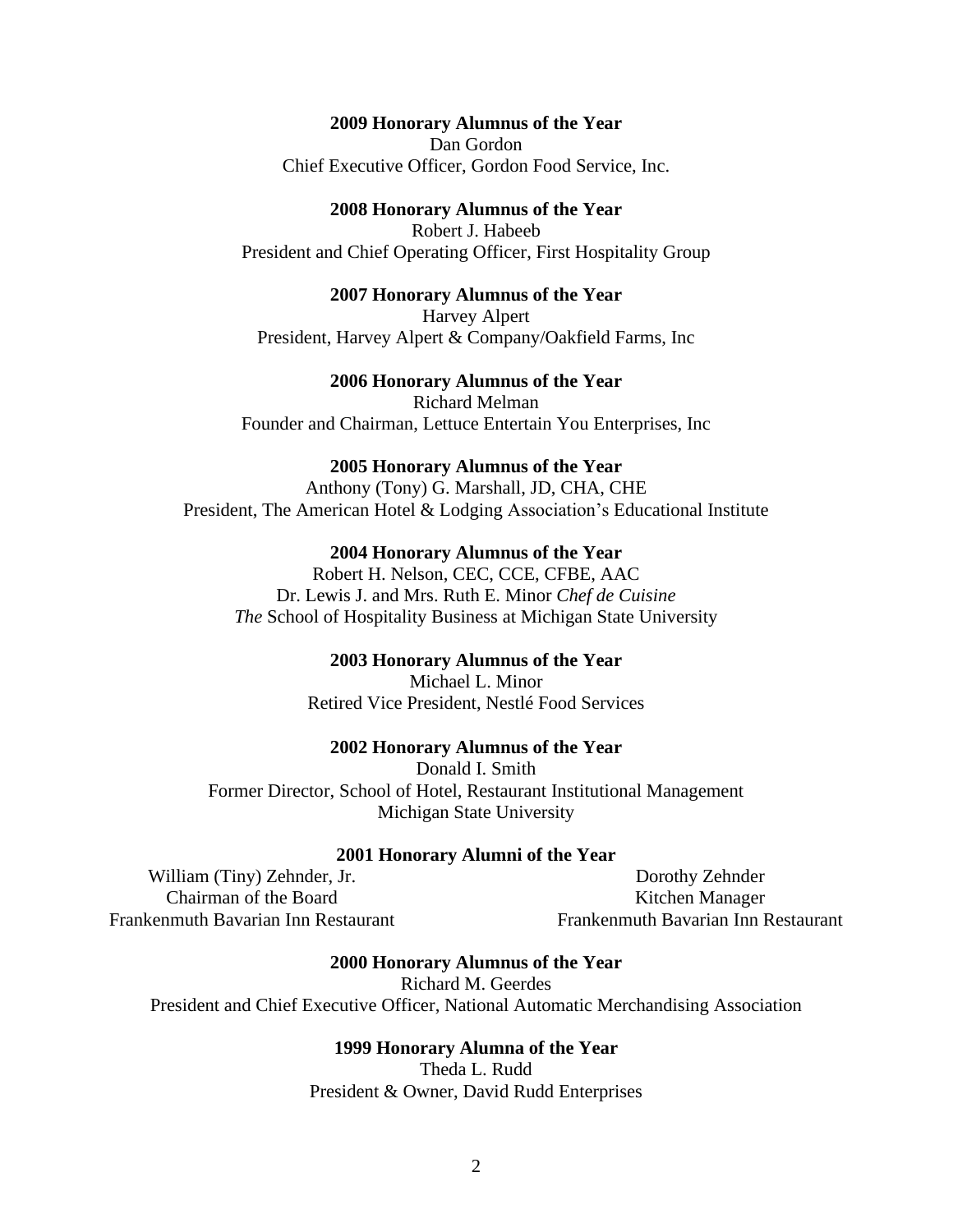**2009 Honorary Alumnus of the Year**
Dan Gordon
Chief Executive Officer, Gordon Food Service, Inc.

**2008 Honorary Alumnus of the Year**
Robert J. Habeeb
President and Chief Operating Officer, First Hospitality Group

**2007 Honorary Alumnus of the Year**
Harvey Alpert
President, Harvey Alpert & Company/Oakfield Farms, Inc

**2006 Honorary Alumnus of the Year**
Richard Melman
Founder and Chairman, Lettuce Entertain You Enterprises, Inc

**2005 Honorary Alumnus of the Year**
Anthony (Tony) G. Marshall, JD, CHA, CHE
President, The American Hotel & Lodging Association's Educational Institute

**2004 Honorary Alumnus of the Year**
Robert H. Nelson, CEC, CCE, CFBE, AAC
Dr. Lewis J. and Mrs. Ruth E. Minor *Chef de Cuisine*
*The* School of Hospitality Business at Michigan State University

**2003 Honorary Alumnus of the Year**
Michael L. Minor
Retired Vice President, Nestlé Food Services

**2002 Honorary Alumnus of the Year**
Donald I. Smith
Former Director, School of Hotel, Restaurant Institutional Management
Michigan State University

**2001 Honorary Alumni of the Year**

William (Tiny) Zehnder, Jr.
Chairman of the Board
Frankenmuth Bavarian Inn Restaurant

Dorothy Zehnder
Kitchen Manager
Frankenmuth Bavarian Inn Restaurant

**2000 Honorary Alumnus of the Year**
Richard M. Geerdes
President and Chief Executive Officer, National Automatic Merchandising Association

**1999 Honorary Alumna of the Year**
Theda L. Rudd
President & Owner, David Rudd Enterprises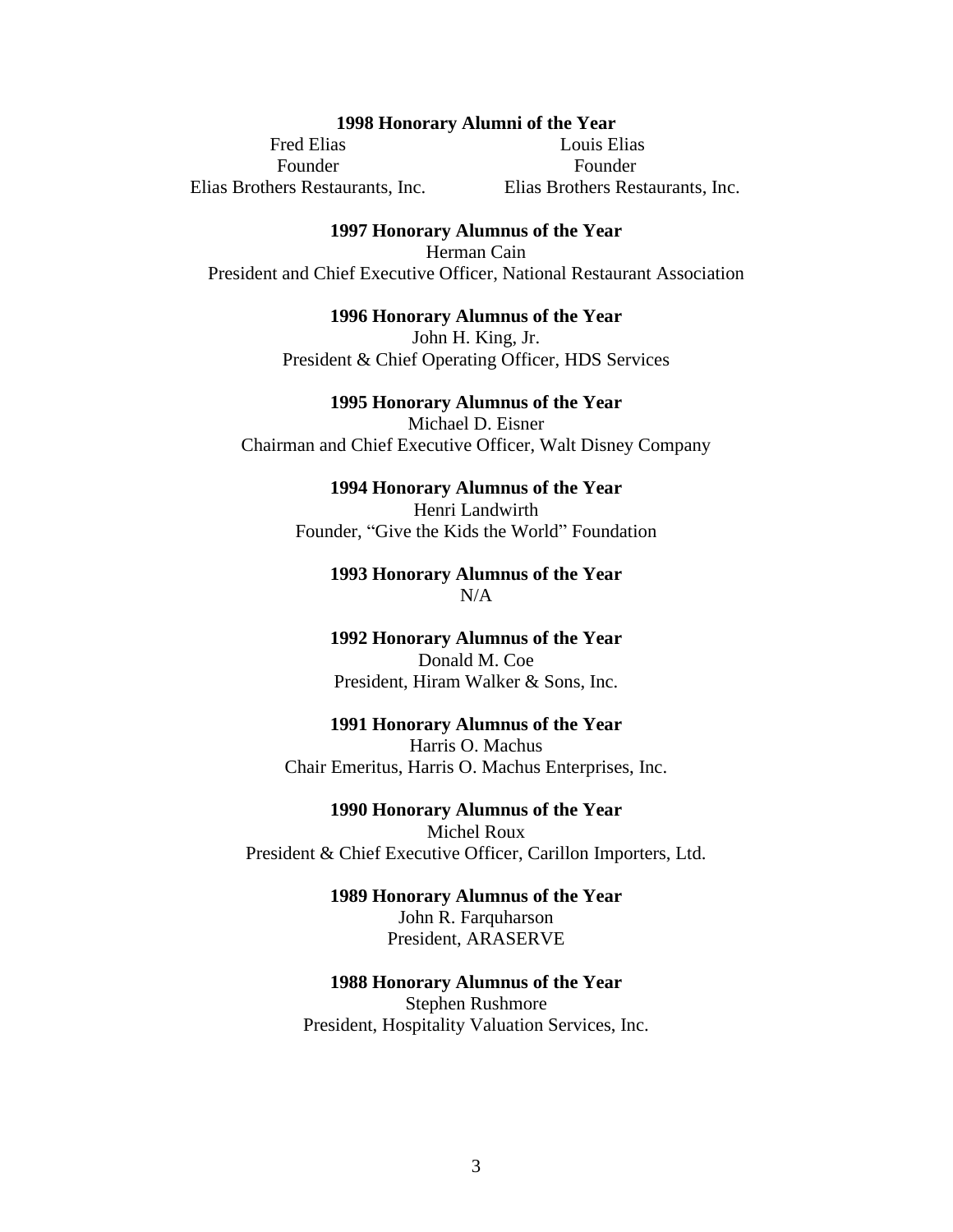**1998 Honorary Alumni of the Year**

Fred Elias
Founder
Elias Brothers Restaurants, Inc.

Louis Elias
Founder
Elias Brothers Restaurants, Inc.

**1997 Honorary Alumnus of the Year**

Herman Cain
President and Chief Executive Officer, National Restaurant Association

**1996 Honorary Alumnus of the Year**

John H. King, Jr.
President & Chief Operating Officer, HDS Services

**1995 Honorary Alumnus of the Year**

Michael D. Eisner
Chairman and Chief Executive Officer, Walt Disney Company

**1994 Honorary Alumnus of the Year**

Henri Landwirth
Founder, "Give the Kids the World" Foundation

**1993 Honorary Alumnus of the Year**

N/A

**1992 Honorary Alumnus of the Year**

Donald M. Coe
President, Hiram Walker & Sons, Inc.

**1991 Honorary Alumnus of the Year**

Harris O. Machus
Chair Emeritus, Harris O. Machus Enterprises, Inc.

**1990 Honorary Alumnus of the Year**

Michel Roux
President & Chief Executive Officer, Carillon Importers, Ltd.

**1989 Honorary Alumnus of the Year**

John R. Farquharson
President, ARASERVE

**1988 Honorary Alumnus of the Year**

Stephen Rushmore
President, Hospitality Valuation Services, Inc.